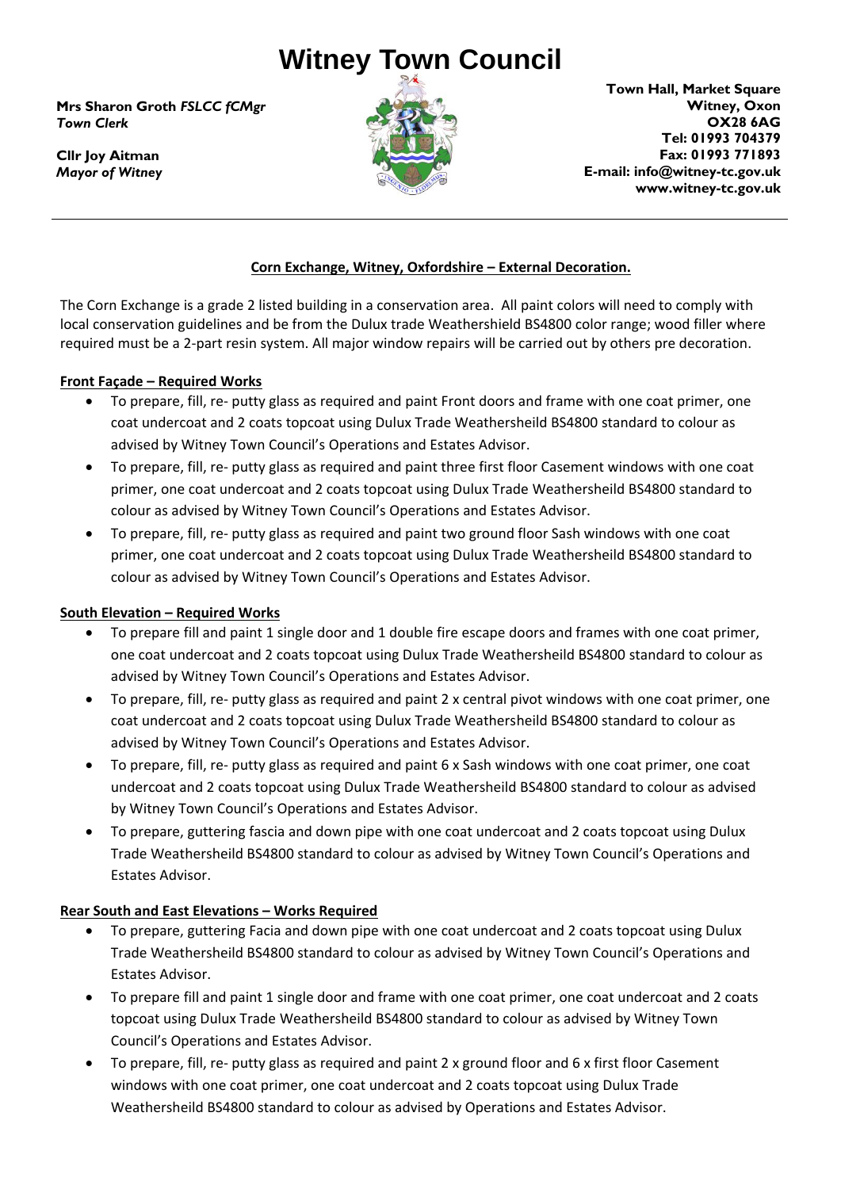# Witney Town Council

**Mrs Sharon Groth** ***FSLCC fCMgr***
***Town Clerk***

**Cllr Joy Aitman**
***Mayor of Witney***

**Town Hall, Market Square**
**Witney, Oxon**
**OX28 6AG**
**Tel: 01993 704379**
**Fax: 01993 771893**
**E-mail: info@witney-tc.gov.uk**
**www.witney-tc.gov.uk**

---

## Corn Exchange, Witney, Oxfordshire – External Decoration.

The Corn Exchange is a grade 2 listed building in a conservation area. All paint colors will need to comply with local conservation guidelines and be from the Dulux trade Weathershield BS4800 color range; wood filler where required must be a 2-part resin system. All major window repairs will be carried out by others pre decoration.

### Front Façade – Required Works

- To prepare, fill, re- putty glass as required and paint Front doors and frame with one coat primer, one coat undercoat and 2 coats topcoat using Dulux Trade Weathersheild BS4800 standard to colour as advised by Witney Town Council's Operations and Estates Advisor.
- To prepare, fill, re- putty glass as required and paint three first floor Casement windows with one coat primer, one coat undercoat and 2 coats topcoat using Dulux Trade Weathersheild BS4800 standard to colour as advised by Witney Town Council's Operations and Estates Advisor.
- To prepare, fill, re- putty glass as required and paint two ground floor Sash windows with one coat primer, one coat undercoat and 2 coats topcoat using Dulux Trade Weathersheild BS4800 standard to colour as advised by Witney Town Council's Operations and Estates Advisor.

### South Elevation – Required Works

- To prepare fill and paint 1 single door and 1 double fire escape doors and frames with one coat primer, one coat undercoat and 2 coats topcoat using Dulux Trade Weathersheild BS4800 standard to colour as advised by Witney Town Council's Operations and Estates Advisor.
- To prepare, fill, re- putty glass as required and paint 2 x central pivot windows with one coat primer, one coat undercoat and 2 coats topcoat using Dulux Trade Weathersheild BS4800 standard to colour as advised by Witney Town Council's Operations and Estates Advisor.
- To prepare, fill, re- putty glass as required and paint 6 x Sash windows with one coat primer, one coat undercoat and 2 coats topcoat using Dulux Trade Weathersheild BS4800 standard to colour as advised by Witney Town Council's Operations and Estates Advisor.
- To prepare, guttering fascia and down pipe with one coat undercoat and 2 coats topcoat using Dulux Trade Weathersheild BS4800 standard to colour as advised by Witney Town Council's Operations and Estates Advisor.

### Rear South and East Elevations – Works Required

- To prepare, guttering Facia and down pipe with one coat undercoat and 2 coats topcoat using Dulux Trade Weathersheild BS4800 standard to colour as advised by Witney Town Council's Operations and Estates Advisor.
- To prepare fill and paint 1 single door and frame with one coat primer, one coat undercoat and 2 coats topcoat using Dulux Trade Weathersheild BS4800 standard to colour as advised by Witney Town Council's Operations and Estates Advisor.
- To prepare, fill, re- putty glass as required and paint 2 x ground floor and 6 x first floor Casement windows with one coat primer, one coat undercoat and 2 coats topcoat using Dulux Trade Weathersheild BS4800 standard to colour as advised by Operations and Estates Advisor.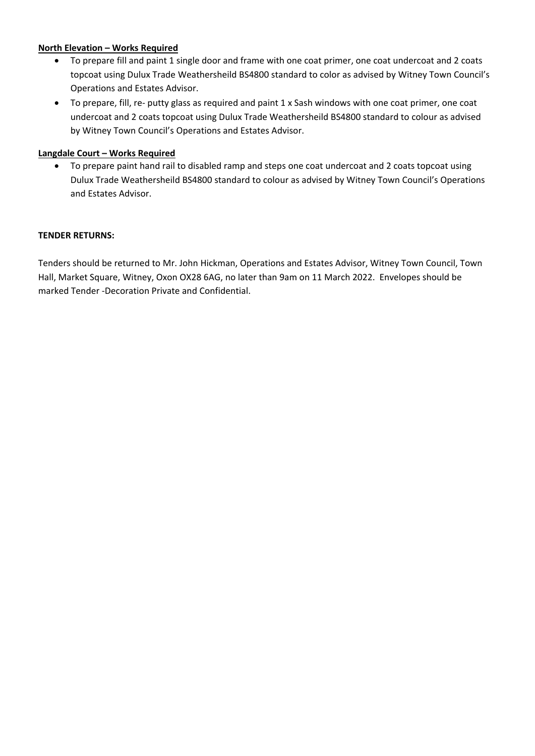**North Elevation – Works Required**

- To prepare fill and paint 1 single door and frame with one coat primer, one coat undercoat and 2 coats topcoat using Dulux Trade Weathersheild BS4800 standard to color as advised by Witney Town Council's Operations and Estates Advisor.
- To prepare, fill, re- putty glass as required and paint 1 x Sash windows with one coat primer, one coat undercoat and 2 coats topcoat using Dulux Trade Weathersheild BS4800 standard to colour as advised by Witney Town Council's Operations and Estates Advisor.

**Langdale Court – Works Required**

- To prepare paint hand rail to disabled ramp and steps one coat undercoat and 2 coats topcoat using Dulux Trade Weathersheild BS4800 standard to colour as advised by Witney Town Council's Operations and Estates Advisor.

**TENDER RETURNS:**

Tenders should be returned to Mr. John Hickman, Operations and Estates Advisor, Witney Town Council, Town Hall, Market Square, Witney, Oxon OX28 6AG, no later than 9am on 11 March 2022. Envelopes should be marked Tender -Decoration Private and Confidential.